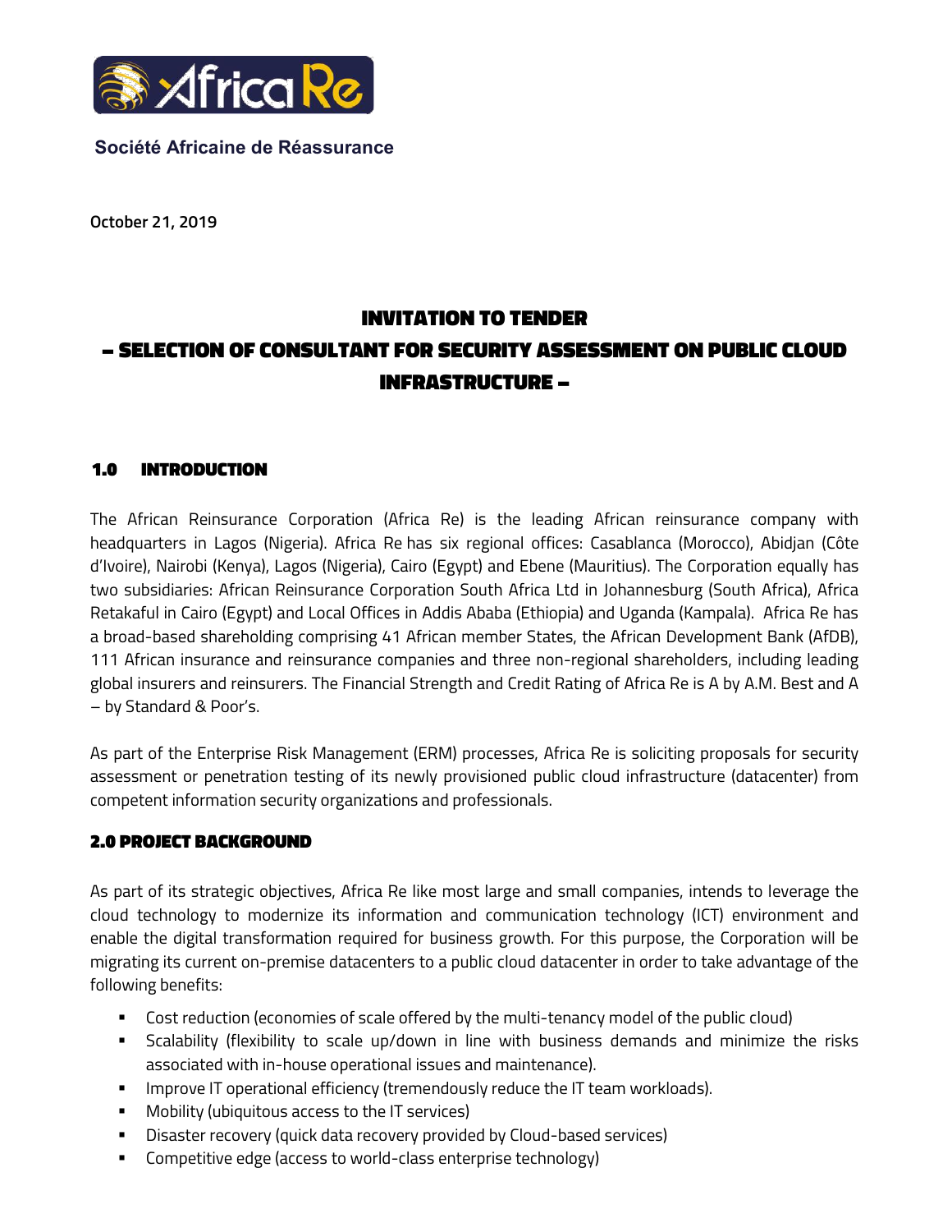Société Africaine de Réassurance

**October 21, 2019**

# INVITATION TO TENDER
# – SELECTION OF CONSULTANT FOR SECURITY ASSESSMENT ON PUBLIC CLOUD INFRASTRUCTURE –

## 1.0 INTRODUCTION

The African Reinsurance Corporation (Africa Re) is the leading African reinsurance company with headquarters in Lagos (Nigeria). Africa Re has six regional offices: Casablanca (Morocco), Abidjan (Côte d'Ivoire), Nairobi (Kenya), Lagos (Nigeria), Cairo (Egypt) and Ebene (Mauritius). The Corporation equally has two subsidiaries: African Reinsurance Corporation South Africa Ltd in Johannesburg (South Africa), Africa Retakaful in Cairo (Egypt) and Local Offices in Addis Ababa (Ethiopia) and Uganda (Kampala). Africa Re has a broad-based shareholding comprising 41 African member States, the African Development Bank (AfDB), 111 African insurance and reinsurance companies and three non-regional shareholders, including leading global insurers and reinsurers. The Financial Strength and Credit Rating of Africa Re is A by A.M. Best and A – by Standard & Poor's.

As part of the Enterprise Risk Management (ERM) processes, Africa Re is soliciting proposals for security assessment or penetration testing of its newly provisioned public cloud infrastructure (datacenter) from competent information security organizations and professionals.

## 2.0 PROJECT BACKGROUND

As part of its strategic objectives, Africa Re like most large and small companies, intends to leverage the cloud technology to modernize its information and communication technology (ICT) environment and enable the digital transformation required for business growth. For this purpose, the Corporation will be migrating its current on-premise datacenters to a public cloud datacenter in order to take advantage of the following benefits:

- Cost reduction (economies of scale offered by the multi-tenancy model of the public cloud)
- Scalability (flexibility to scale up/down in line with business demands and minimize the risks associated with in-house operational issues and maintenance).
- Improve IT operational efficiency (tremendously reduce the IT team workloads).
- Mobility (ubiquitous access to the IT services)
- Disaster recovery (quick data recovery provided by Cloud-based services)
- Competitive edge (access to world-class enterprise technology)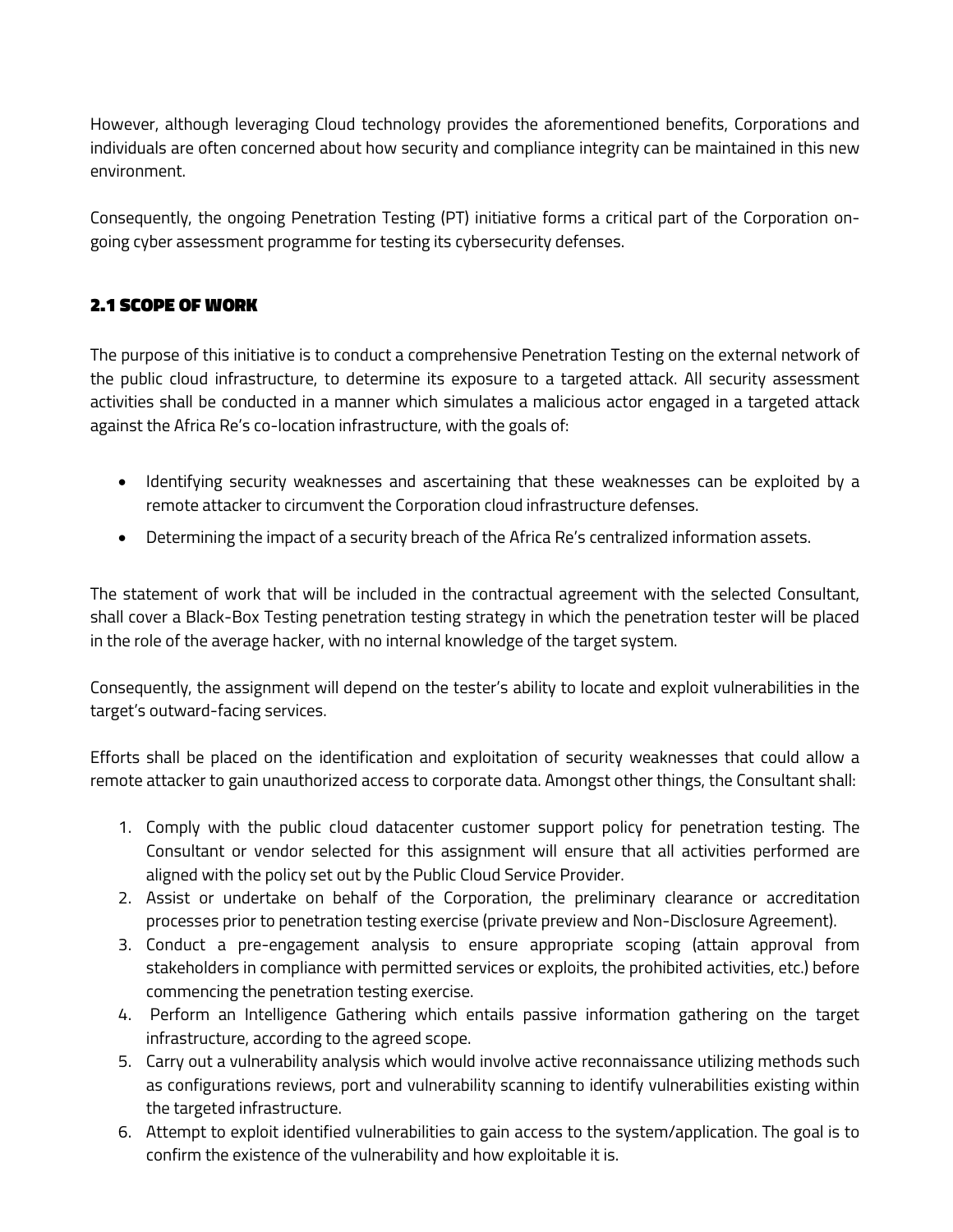However, although leveraging Cloud technology provides the aforementioned benefits, Corporations and individuals are often concerned about how security and compliance integrity can be maintained in this new environment.

Consequently, the ongoing Penetration Testing (PT) initiative forms a critical part of the Corporation on-going cyber assessment programme for testing its cybersecurity defenses.

## 2.1 SCOPE OF WORK

The purpose of this initiative is to conduct a comprehensive Penetration Testing on the external network of the public cloud infrastructure, to determine its exposure to a targeted attack. All security assessment activities shall be conducted in a manner which simulates a malicious actor engaged in a targeted attack against the Africa Re's co-location infrastructure, with the goals of:

- Identifying security weaknesses and ascertaining that these weaknesses can be exploited by a remote attacker to circumvent the Corporation cloud infrastructure defenses.
- Determining the impact of a security breach of the Africa Re's centralized information assets.

The statement of work that will be included in the contractual agreement with the selected Consultant, shall cover a Black-Box Testing penetration testing strategy in which the penetration tester will be placed in the role of the average hacker, with no internal knowledge of the target system.

Consequently, the assignment will depend on the tester's ability to locate and exploit vulnerabilities in the target's outward-facing services.

Efforts shall be placed on the identification and exploitation of security weaknesses that could allow a remote attacker to gain unauthorized access to corporate data. Amongst other things, the Consultant shall:

1. Comply with the public cloud datacenter customer support policy for penetration testing. The Consultant or vendor selected for this assignment will ensure that all activities performed are aligned with the policy set out by the Public Cloud Service Provider.
2. Assist or undertake on behalf of the Corporation, the preliminary clearance or accreditation processes prior to penetration testing exercise (private preview and Non-Disclosure Agreement).
3. Conduct a pre-engagement analysis to ensure appropriate scoping (attain approval from stakeholders in compliance with permitted services or exploits, the prohibited activities, etc.) before commencing the penetration testing exercise.
4. Perform an Intelligence Gathering which entails passive information gathering on the target infrastructure, according to the agreed scope.
5. Carry out a vulnerability analysis which would involve active reconnaissance utilizing methods such as configurations reviews, port and vulnerability scanning to identify vulnerabilities existing within the targeted infrastructure.
6. Attempt to exploit identified vulnerabilities to gain access to the system/application. The goal is to confirm the existence of the vulnerability and how exploitable it is.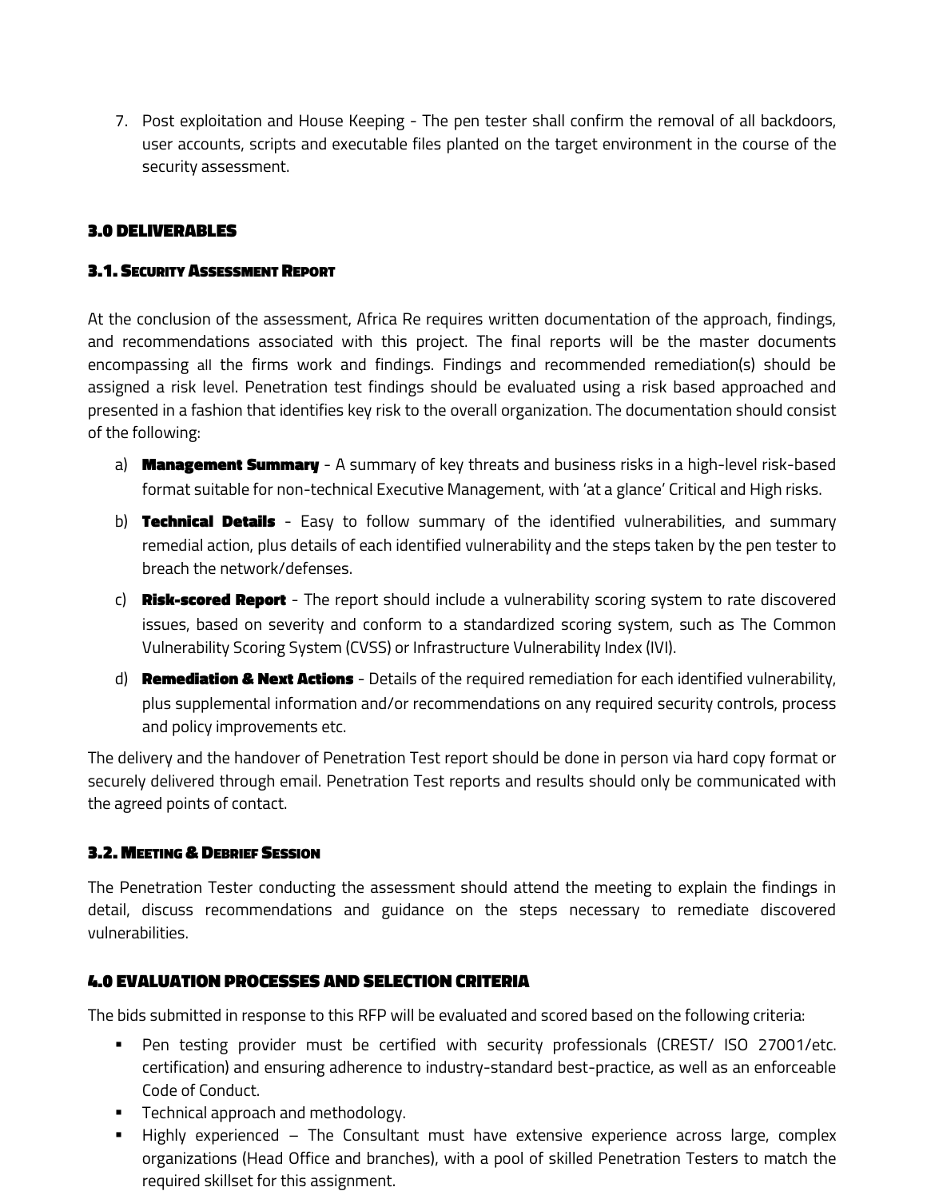7. Post exploitation and House Keeping - The pen tester shall confirm the removal of all backdoors, user accounts, scripts and executable files planted on the target environment in the course of the security assessment.

## 3.0 DELIVERABLES

### 3.1. Security Assessment Report

At the conclusion of the assessment, Africa Re requires written documentation of the approach, findings, and recommendations associated with this project. The final reports will be the master documents encompassing all the firms work and findings. Findings and recommended remediation(s) should be assigned a risk level. Penetration test findings should be evaluated using a risk based approached and presented in a fashion that identifies key risk to the overall organization. The documentation should consist of the following:

a) **Management Summary** - A summary of key threats and business risks in a high-level risk-based format suitable for non-technical Executive Management, with 'at a glance' Critical and High risks.

b) **Technical Details** - Easy to follow summary of the identified vulnerabilities, and summary remedial action, plus details of each identified vulnerability and the steps taken by the pen tester to breach the network/defenses.

c) **Risk-scored Report** - The report should include a vulnerability scoring system to rate discovered issues, based on severity and conform to a standardized scoring system, such as The Common Vulnerability Scoring System (CVSS) or Infrastructure Vulnerability Index (IVI).

d) **Remediation & Next Actions** - Details of the required remediation for each identified vulnerability, plus supplemental information and/or recommendations on any required security controls, process and policy improvements etc.

The delivery and the handover of Penetration Test report should be done in person via hard copy format or securely delivered through email. Penetration Test reports and results should only be communicated with the agreed points of contact.

### 3.2. Meeting & Debrief Session

The Penetration Tester conducting the assessment should attend the meeting to explain the findings in detail, discuss recommendations and guidance on the steps necessary to remediate discovered vulnerabilities.

## 4.0 EVALUATION PROCESSES AND SELECTION CRITERIA

The bids submitted in response to this RFP will be evaluated and scored based on the following criteria:

- Pen testing provider must be certified with security professionals (CREST/ ISO 27001/etc. certification) and ensuring adherence to industry-standard best-practice, as well as an enforceable Code of Conduct.
- Technical approach and methodology.
- Highly experienced – The Consultant must have extensive experience across large, complex organizations (Head Office and branches), with a pool of skilled Penetration Testers to match the required skillset for this assignment.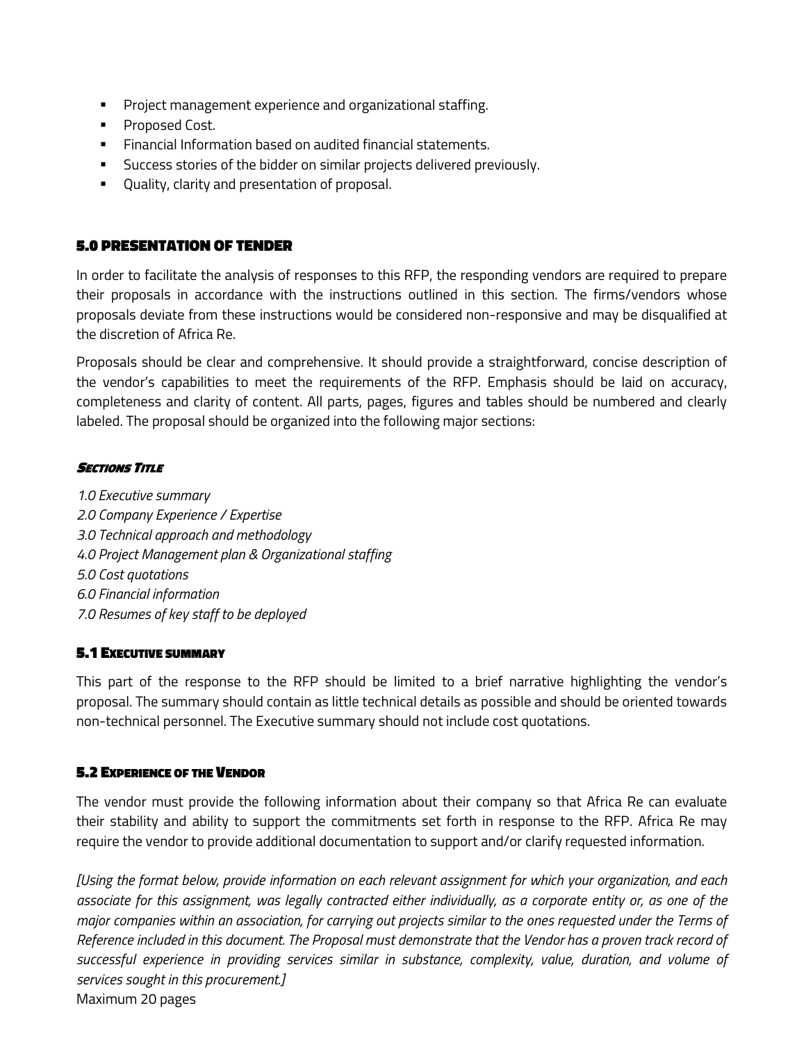- Project management experience and organizational staffing.
- Proposed Cost.
- Financial Information based on audited financial statements.
- Success stories of the bidder on similar projects delivered previously.
- Quality, clarity and presentation of proposal.

## 5.0 PRESENTATION OF TENDER

In order to facilitate the analysis of responses to this RFP, the responding vendors are required to prepare their proposals in accordance with the instructions outlined in this section. The firms/vendors whose proposals deviate from these instructions would be considered non-responsive and may be disqualified at the discretion of Africa Re.

Proposals should be clear and comprehensive. It should provide a straightforward, concise description of the vendor's capabilities to meet the requirements of the RFP. Emphasis should be laid on accuracy, completeness and clarity of content. All parts, pages, figures and tables should be numbered and clearly labeled. The proposal should be organized into the following major sections:

#### *Sections Title*

*1.0 Executive summary*
*2.0 Company Experience / Expertise*
*3.0 Technical approach and methodology*
*4.0 Project Management plan & Organizational staffing*
*5.0 Cost quotations*
*6.0 Financial information*
*7.0 Resumes of key staff to be deployed*

### 5.1 Executive summary

This part of the response to the RFP should be limited to a brief narrative highlighting the vendor's proposal. The summary should contain as little technical details as possible and should be oriented towards non-technical personnel. The Executive summary should not include cost quotations.

### 5.2 Experience of the Vendor

The vendor must provide the following information about their company so that Africa Re can evaluate their stability and ability to support the commitments set forth in response to the RFP. Africa Re may require the vendor to provide additional documentation to support and/or clarify requested information.

*[Using the format below, provide information on each relevant assignment for which your organization, and each associate for this assignment, was legally contracted either individually, as a corporate entity or, as one of the major companies within an association, for carrying out projects similar to the ones requested under the Terms of Reference included in this document. The Proposal must demonstrate that the Vendor has a proven track record of successful experience in providing services similar in substance, complexity, value, duration, and volume of services sought in this procurement.]*

Maximum 20 pages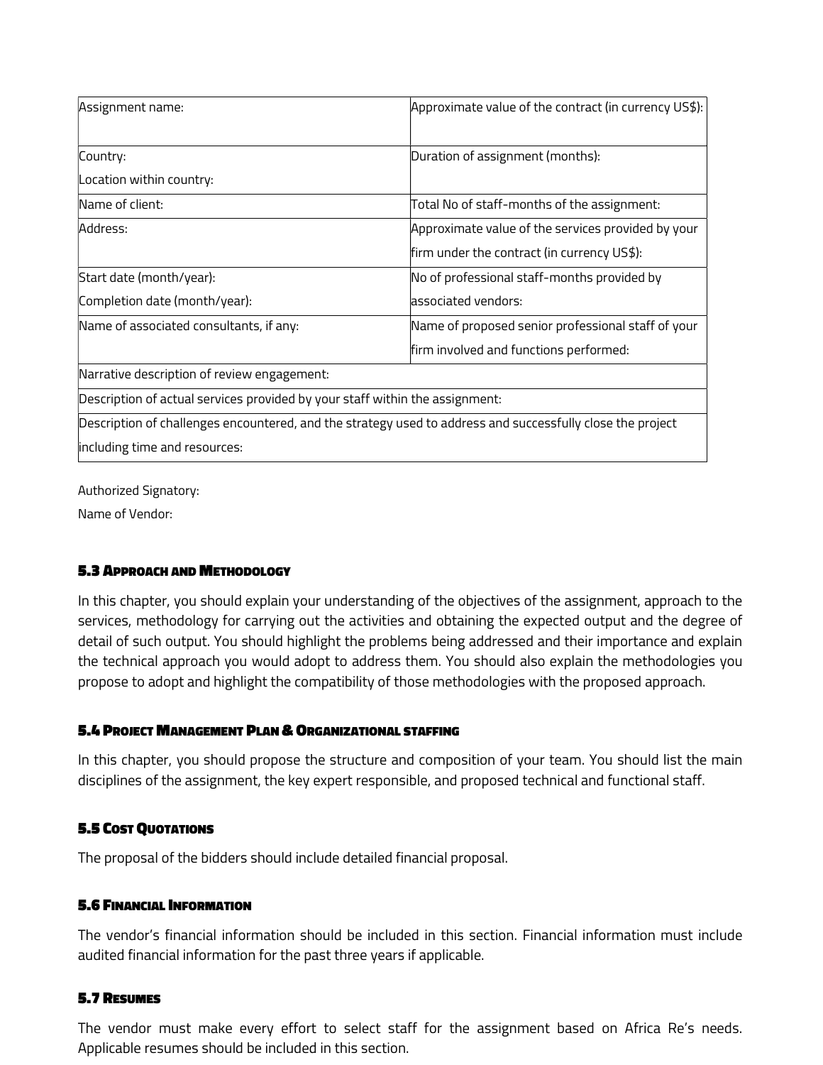| Assignment name: | Approximate value of the contract (in currency US$): |
|---|---|
| Country:<br>Location within country: | Duration of assignment (months): |
| Name of client: | Total No of staff-months of the assignment: |
| Address: | Approximate value of the services provided by your firm under the contract (in currency US$): |
| Start date (month/year):<br>Completion date (month/year): | No of professional staff-months provided by associated vendors: |
| Name of associated consultants, if any: | Name of proposed senior professional staff of your firm involved and functions performed: |
| Narrative description of review engagement: | |
| Description of actual services provided by your staff within the assignment: | |
| Description of challenges encountered, and the strategy used to address and successfully close the project including time and resources: | |

Authorized Signatory:

Name of Vendor:

### 5.3 Approach and Methodology

In this chapter, you should explain your understanding of the objectives of the assignment, approach to the services, methodology for carrying out the activities and obtaining the expected output and the degree of detail of such output. You should highlight the problems being addressed and their importance and explain the technical approach you would adopt to address them. You should also explain the methodologies you propose to adopt and highlight the compatibility of those methodologies with the proposed approach.

### 5.4 Project Management Plan & Organizational staffing

In this chapter, you should propose the structure and composition of your team. You should list the main disciplines of the assignment, the key expert responsible, and proposed technical and functional staff.

### 5.5 Cost Quotations

The proposal of the bidders should include detailed financial proposal.

### 5.6 Financial Information

The vendor's financial information should be included in this section. Financial information must include audited financial information for the past three years if applicable.

### 5.7 Resumes

The vendor must make every effort to select staff for the assignment based on Africa Re's needs. Applicable resumes should be included in this section.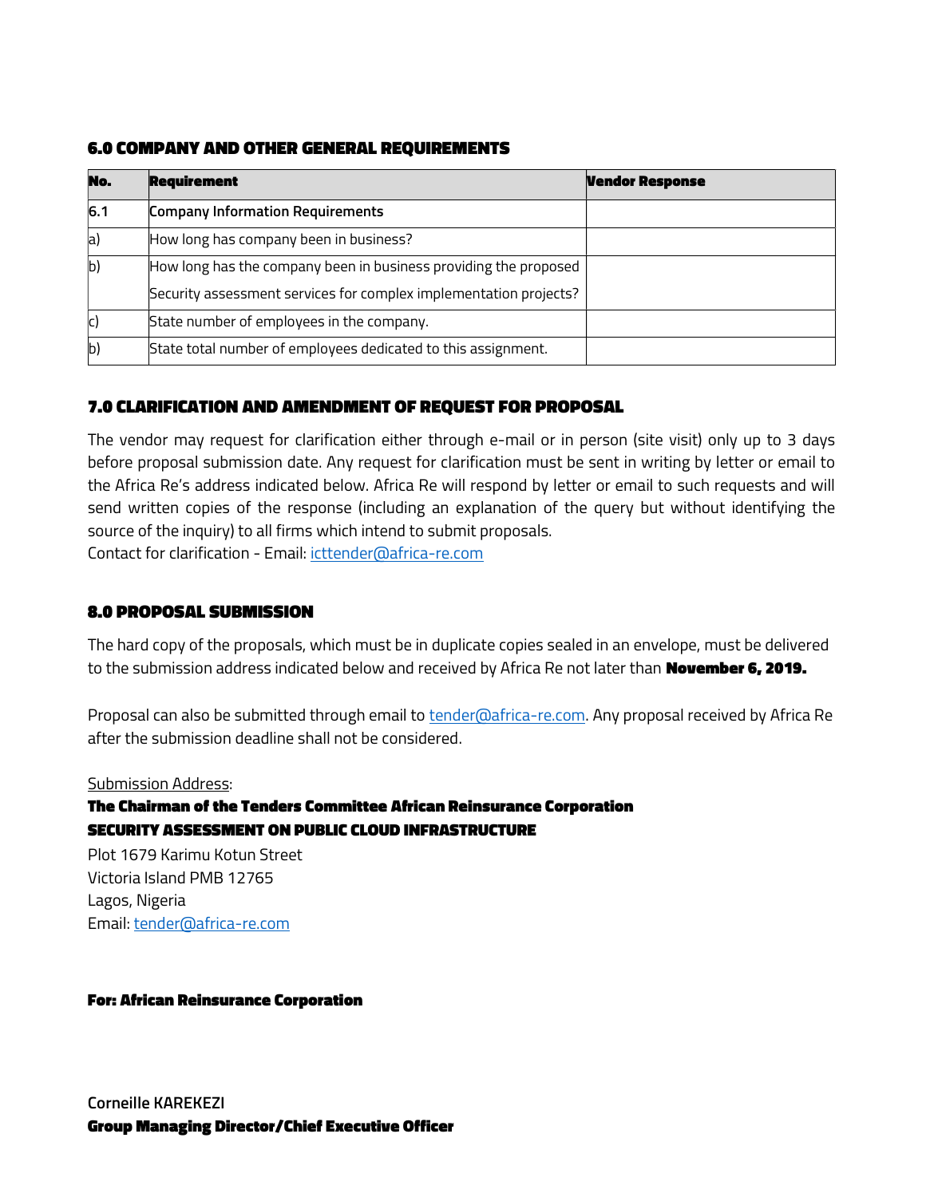## 6.0 COMPANY AND OTHER GENERAL REQUIREMENTS

| No. | Requirement | Vendor Response |
|---|---|---|
| 6.1 | **Company Information Requirements** | |
| a) | How long has company been in business? | |
| b) | How long has the company been in business providing the proposed Security assessment services for complex implementation projects? | |
| c) | State number of employees in the company. | |
| b) | State total number of employees dedicated to this assignment. | |

## 7.0 CLARIFICATION AND AMENDMENT OF REQUEST FOR PROPOSAL

The vendor may request for clarification either through e-mail or in person (site visit) only up to 3 days before proposal submission date. Any request for clarification must be sent in writing by letter or email to the Africa Re's address indicated below. Africa Re will respond by letter or email to such requests and will send written copies of the response (including an explanation of the query but without identifying the source of the inquiry) to all firms which intend to submit proposals.
Contact for clarification - Email: icttender@africa-re.com

## 8.0 PROPOSAL SUBMISSION

The hard copy of the proposals, which must be in duplicate copies sealed in an envelope, must be delivered to the submission address indicated below and received by Africa Re not later than **November 6, 2019.**

Proposal can also be submitted through email to tender@africa-re.com. Any proposal received by Africa Re after the submission deadline shall not be considered.

Submission Address:
**The Chairman of the Tenders Committee African Reinsurance Corporation**
**SECURITY ASSESSMENT ON PUBLIC CLOUD INFRASTRUCTURE**
Plot 1679 Karimu Kotun Street
Victoria Island PMB 12765
Lagos, Nigeria
Email: tender@africa-re.com

**For: African Reinsurance Corporation**

Corneille KAREKEZI
**Group Managing Director/Chief Executive Officer**